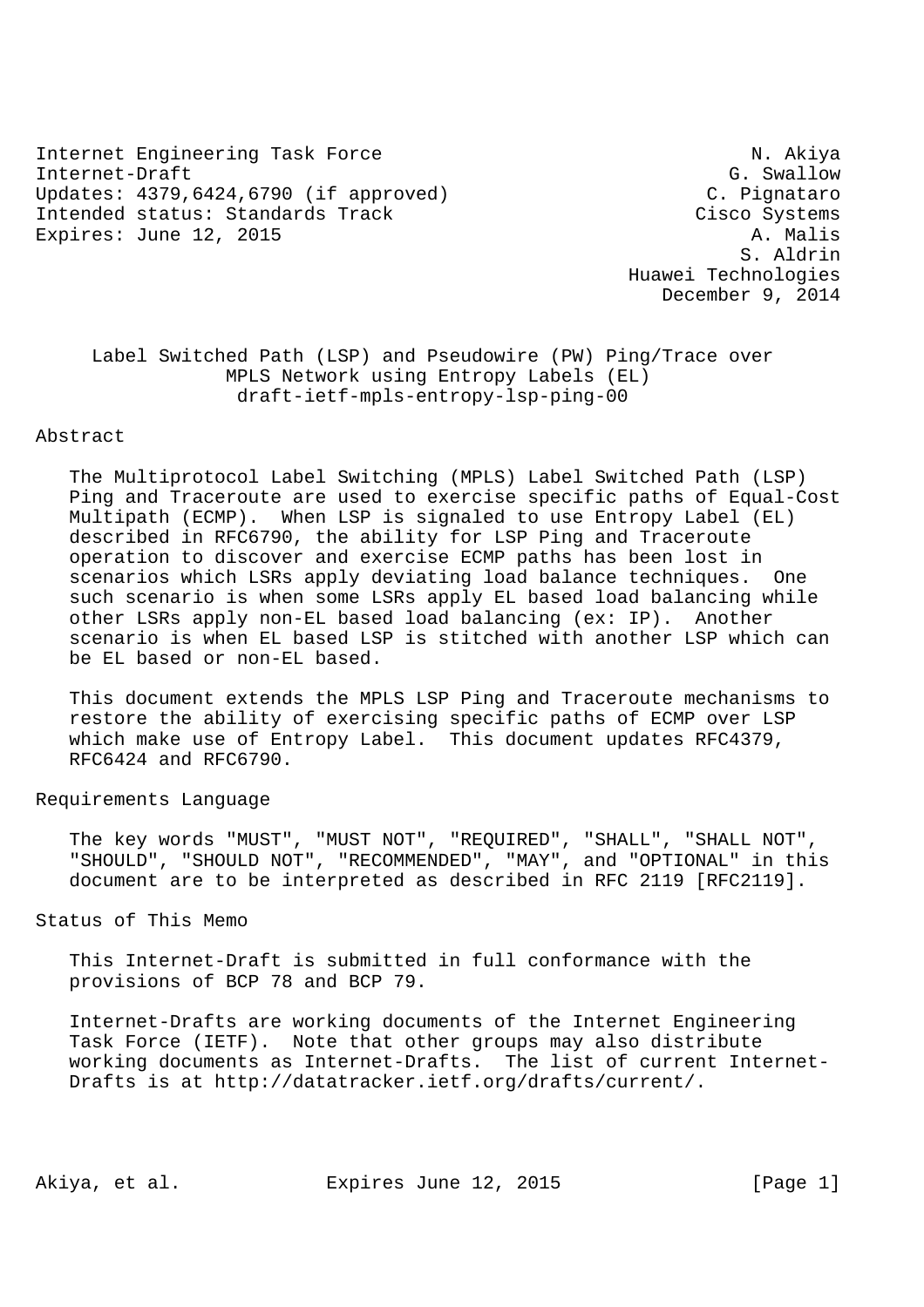Internet Engineering Task Force N. Akiya
Internet-Draft G. Swallow
Updates: 4379,6424,6790 (if approved) C. Pignataro
Intended status: Standards Track Cisco Systems
Expires: June 12, 2015 A. Malis
S. Aldrin
Huawei Technologies
December 9, 2014

# Label Switched Path (LSP) and Pseudowire (PW) Ping/Trace over MPLS Network using Entropy Labels (EL)
draft-ietf-mpls-entropy-lsp-ping-00

## Abstract

The Multiprotocol Label Switching (MPLS) Label Switched Path (LSP) Ping and Traceroute are used to exercise specific paths of Equal-Cost Multipath (ECMP). When LSP is signaled to use Entropy Label (EL) described in RFC6790, the ability for LSP Ping and Traceroute operation to discover and exercise ECMP paths has been lost in scenarios which LSRs apply deviating load balance techniques. One such scenario is when some LSRs apply EL based load balancing while other LSRs apply non-EL based load balancing (ex: IP). Another scenario is when EL based LSP is stitched with another LSP which can be EL based or non-EL based.

This document extends the MPLS LSP Ping and Traceroute mechanisms to restore the ability of exercising specific paths of ECMP over LSP which make use of Entropy Label. This document updates RFC4379, RFC6424 and RFC6790.

## Requirements Language

The key words "MUST", "MUST NOT", "REQUIRED", "SHALL", "SHALL NOT", "SHOULD", "SHOULD NOT", "RECOMMENDED", "MAY", and "OPTIONAL" in this document are to be interpreted as described in RFC 2119 [RFC2119].

## Status of This Memo

This Internet-Draft is submitted in full conformance with the provisions of BCP 78 and BCP 79.

Internet-Drafts are working documents of the Internet Engineering Task Force (IETF). Note that other groups may also distribute working documents as Internet-Drafts. The list of current Internet-Drafts is at http://datatracker.ietf.org/drafts/current/.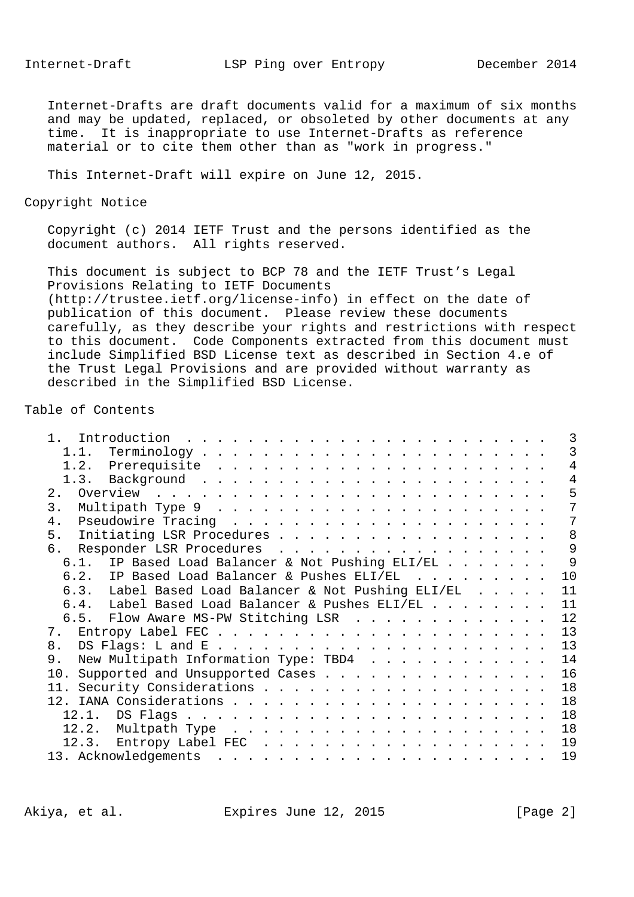Internet-Drafts are draft documents valid for a maximum of six months and may be updated, replaced, or obsoleted by other documents at any time. It is inappropriate to use Internet-Drafts as reference material or to cite them other than as "work in progress."

This Internet-Draft will expire on June 12, 2015.

## Copyright Notice

Copyright (c) 2014 IETF Trust and the persons identified as the document authors. All rights reserved.

This document is subject to BCP 78 and the IETF Trust's Legal Provisions Relating to IETF Documents (http://trustee.ietf.org/license-info) in effect on the date of publication of this document. Please review these documents carefully, as they describe your rights and restrictions with respect to this document. Code Components extracted from this document must include Simplified BSD License text as described in Section 4.e of the Trust Legal Provisions and are provided without warranty as described in the Simplified BSD License.

## Table of Contents

```
   1.  Introduction  . . . . . . . . . . . . . . . . . . . . . . . .   3
     1.1.  Terminology . . . . . . . . . . . . . . . . . . . . . . .   3
     1.2.  Prerequisite  . . . . . . . . . . . . . . . . . . . . . .   4
     1.3.  Background  . . . . . . . . . . . . . . . . . . . . . . .   4
   2.  Overview  . . . . . . . . . . . . . . . . . . . . . . . . . .   5
   3.  Multipath Type 9  . . . . . . . . . . . . . . . . . . . . . .   7
   4.  Pseudowire Tracing  . . . . . . . . . . . . . . . . . . . . .   7
   5.  Initiating LSR Procedures . . . . . . . . . . . . . . . . . .   8
   6.  Responder LSR Procedures  . . . . . . . . . . . . . . . . . .   9
     6.1.  IP Based Load Balancer & Not Pushing ELI/EL . . . . . . .   9
     6.2.  IP Based Load Balancer & Pushes ELI/EL  . . . . . . . . .  10
     6.3.  Label Based Load Balancer & Not Pushing ELI/EL  . . . . .  11
     6.4.  Label Based Load Balancer & Pushes ELI/EL . . . . . . . .  11
     6.5.  Flow Aware MS-PW Stitching LSR  . . . . . . . . . . . . .  12
   7.  Entropy Label FEC . . . . . . . . . . . . . . . . . . . . . .  13
   8.  DS Flags: L and E . . . . . . . . . . . . . . . . . . . . . .  13
   9.  New Multipath Information Type: TBD4  . . . . . . . . . . . .  14
   10. Supported and Unsupported Cases . . . . . . . . . . . . . . .  16
   11. Security Considerations . . . . . . . . . . . . . . . . . . .  18
   12. IANA Considerations . . . . . . . . . . . . . . . . . . . . .  18
     12.1.  DS Flags . . . . . . . . . . . . . . . . . . . . . . . .  18
     12.2.  Multpath Type  . . . . . . . . . . . . . . . . . . . . .  18
     12.3.  Entropy Label FEC  . . . . . . . . . . . . . . . . . . .  19
   13. Acknowledgements  . . . . . . . . . . . . . . . . . . . . . .  19
```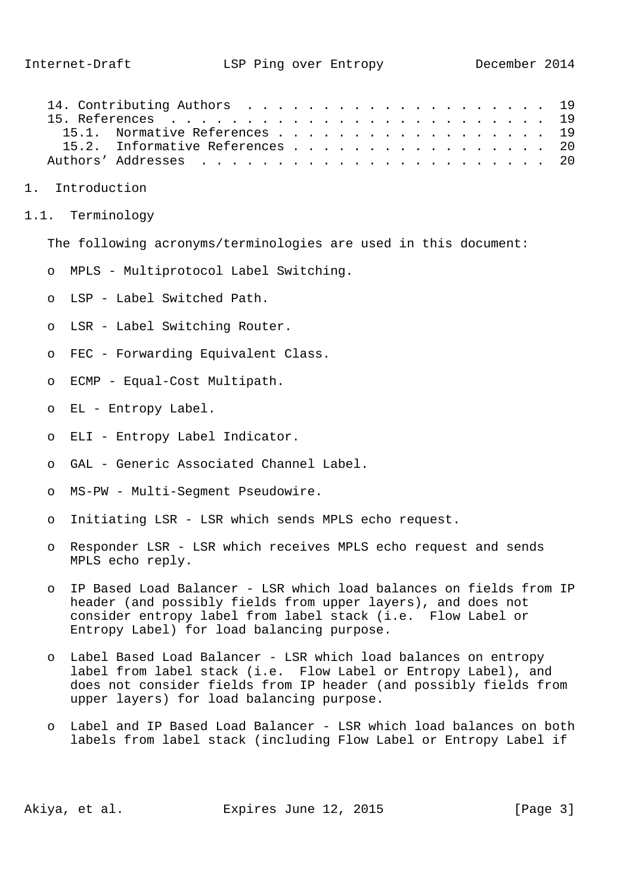14. Contributing Authors . . . . . . . . . . . . . . . . . . . . 19
15. References . . . . . . . . . . . . . . . . . . . . . . . . . 19
  15.1. Normative References . . . . . . . . . . . . . . . . . . 19
  15.2. Informative References . . . . . . . . . . . . . . . . . 20
Authors' Addresses . . . . . . . . . . . . . . . . . . . . . . . 20

# 1. Introduction

## 1.1. Terminology

The following acronyms/terminologies are used in this document:

- MPLS - Multiprotocol Label Switching.
- LSP - Label Switched Path.
- LSR - Label Switching Router.
- FEC - Forwarding Equivalent Class.
- ECMP - Equal-Cost Multipath.
- EL - Entropy Label.
- ELI - Entropy Label Indicator.
- GAL - Generic Associated Channel Label.
- MS-PW - Multi-Segment Pseudowire.
- Initiating LSR - LSR which sends MPLS echo request.
- Responder LSR - LSR which receives MPLS echo request and sends MPLS echo reply.
- IP Based Load Balancer - LSR which load balances on fields from IP header (and possibly fields from upper layers), and does not consider entropy label from label stack (i.e. Flow Label or Entropy Label) for load balancing purpose.
- Label Based Load Balancer - LSR which load balances on entropy label from label stack (i.e. Flow Label or Entropy Label), and does not consider fields from IP header (and possibly fields from upper layers) for load balancing purpose.
- Label and IP Based Load Balancer - LSR which load balances on both labels from label stack (including Flow Label or Entropy Label if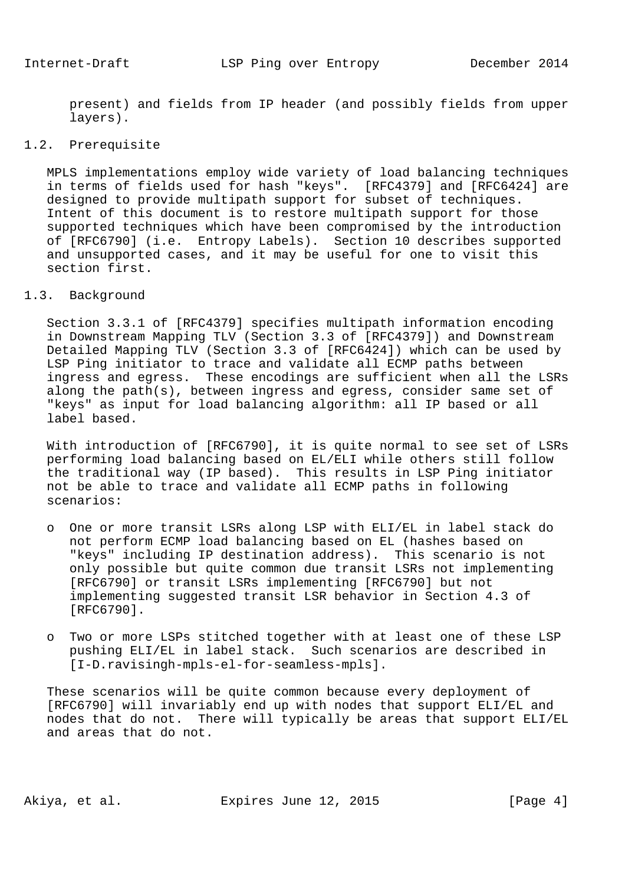present) and fields from IP header (and possibly fields from upper layers).

### 1.2. Prerequisite

MPLS implementations employ wide variety of load balancing techniques in terms of fields used for hash "keys". [RFC4379] and [RFC6424] are designed to provide multipath support for subset of techniques. Intent of this document is to restore multipath support for those supported techniques which have been compromised by the introduction of [RFC6790] (i.e. Entropy Labels). Section 10 describes supported and unsupported cases, and it may be useful for one to visit this section first.

### 1.3. Background

Section 3.3.1 of [RFC4379] specifies multipath information encoding in Downstream Mapping TLV (Section 3.3 of [RFC4379]) and Downstream Detailed Mapping TLV (Section 3.3 of [RFC6424]) which can be used by LSP Ping initiator to trace and validate all ECMP paths between ingress and egress. These encodings are sufficient when all the LSRs along the path(s), between ingress and egress, consider same set of "keys" as input for load balancing algorithm: all IP based or all label based.

With introduction of [RFC6790], it is quite normal to see set of LSRs performing load balancing based on EL/ELI while others still follow the traditional way (IP based). This results in LSP Ping initiator not be able to trace and validate all ECMP paths in following scenarios:

- One or more transit LSRs along LSP with ELI/EL in label stack do not perform ECMP load balancing based on EL (hashes based on "keys" including IP destination address). This scenario is not only possible but quite common due transit LSRs not implementing [RFC6790] or transit LSRs implementing [RFC6790] but not implementing suggested transit LSR behavior in Section 4.3 of [RFC6790].

- Two or more LSPs stitched together with at least one of these LSP pushing ELI/EL in label stack. Such scenarios are described in [I-D.ravisingh-mpls-el-for-seamless-mpls].

These scenarios will be quite common because every deployment of [RFC6790] will invariably end up with nodes that support ELI/EL and nodes that do not. There will typically be areas that support ELI/EL and areas that do not.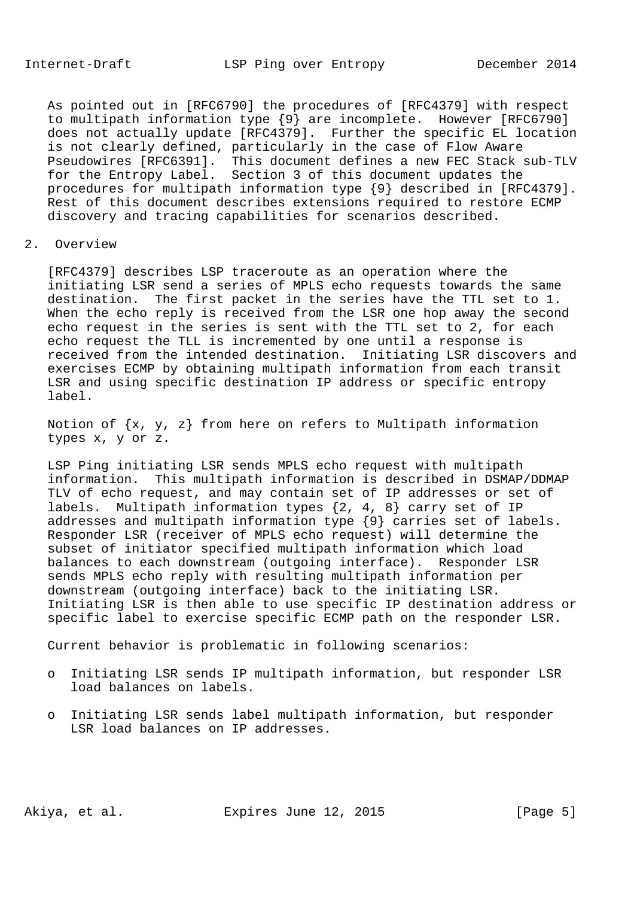As pointed out in [RFC6790] the procedures of [RFC4379] with respect to multipath information type {9} are incomplete. However [RFC6790] does not actually update [RFC4379]. Further the specific EL location is not clearly defined, particularly in the case of Flow Aware Pseudowires [RFC6391]. This document defines a new FEC Stack sub-TLV for the Entropy Label. Section 3 of this document updates the procedures for multipath information type {9} described in [RFC4379]. Rest of this document describes extensions required to restore ECMP discovery and tracing capabilities for scenarios described.

## 2. Overview

[RFC4379] describes LSP traceroute as an operation where the initiating LSR send a series of MPLS echo requests towards the same destination. The first packet in the series have the TTL set to 1. When the echo reply is received from the LSR one hop away the second echo request in the series is sent with the TTL set to 2, for each echo request the TLL is incremented by one until a response is received from the intended destination. Initiating LSR discovers and exercises ECMP by obtaining multipath information from each transit LSR and using specific destination IP address or specific entropy label.

Notion of {x, y, z} from here on refers to Multipath information types x, y or z.

LSP Ping initiating LSR sends MPLS echo request with multipath information. This multipath information is described in DSMAP/DDMAP TLV of echo request, and may contain set of IP addresses or set of labels. Multipath information types {2, 4, 8} carry set of IP addresses and multipath information type {9} carries set of labels. Responder LSR (receiver of MPLS echo request) will determine the subset of initiator specified multipath information which load balances to each downstream (outgoing interface). Responder LSR sends MPLS echo reply with resulting multipath information per downstream (outgoing interface) back to the initiating LSR. Initiating LSR is then able to use specific IP destination address or specific label to exercise specific ECMP path on the responder LSR.

Current behavior is problematic in following scenarios:

- Initiating LSR sends IP multipath information, but responder LSR load balances on labels.
- Initiating LSR sends label multipath information, but responder LSR load balances on IP addresses.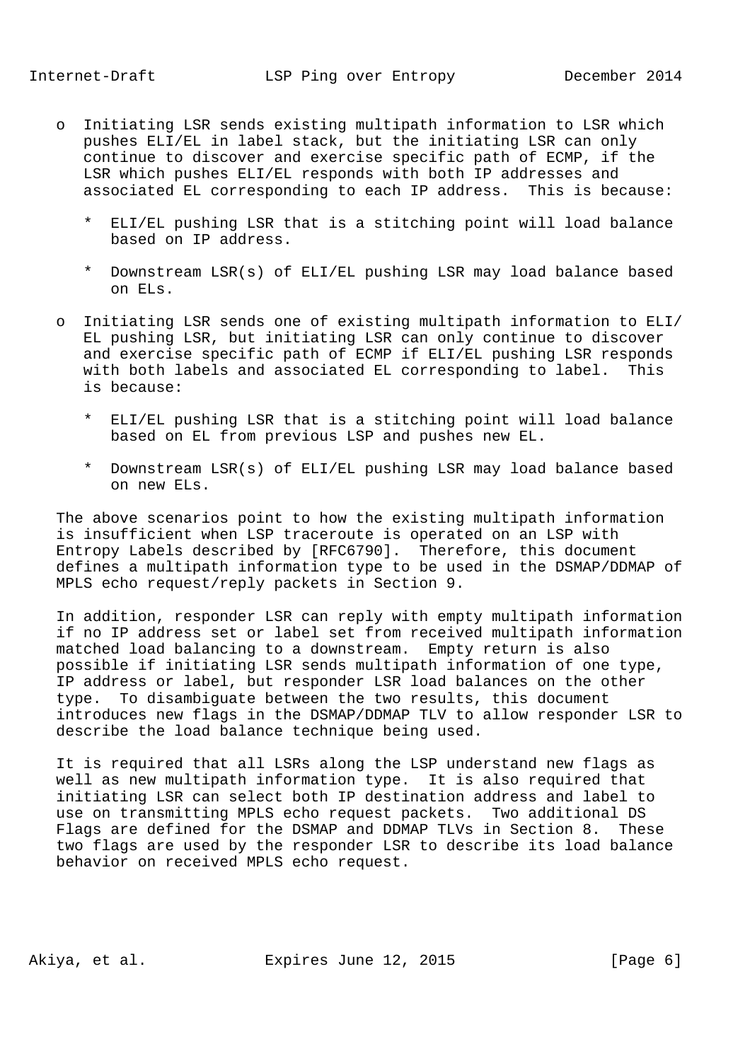- Initiating LSR sends existing multipath information to LSR which pushes ELI/EL in label stack, but the initiating LSR can only continue to discover and exercise specific path of ECMP, if the LSR which pushes ELI/EL responds with both IP addresses and associated EL corresponding to each IP address. This is because:

  - ELI/EL pushing LSR that is a stitching point will load balance based on IP address.

  - Downstream LSR(s) of ELI/EL pushing LSR may load balance based on ELs.

- Initiating LSR sends one of existing multipath information to ELI/EL pushing LSR, but initiating LSR can only continue to discover and exercise specific path of ECMP if ELI/EL pushing LSR responds with both labels and associated EL corresponding to label. This is because:

  - ELI/EL pushing LSR that is a stitching point will load balance based on EL from previous LSP and pushes new EL.

  - Downstream LSR(s) of ELI/EL pushing LSR may load balance based on new ELs.

The above scenarios point to how the existing multipath information is insufficient when LSP traceroute is operated on an LSP with Entropy Labels described by [RFC6790]. Therefore, this document defines a multipath information type to be used in the DSMAP/DDMAP of MPLS echo request/reply packets in Section 9.

In addition, responder LSR can reply with empty multipath information if no IP address set or label set from received multipath information matched load balancing to a downstream. Empty return is also possible if initiating LSR sends multipath information of one type, IP address or label, but responder LSR load balances on the other type. To disambiguate between the two results, this document introduces new flags in the DSMAP/DDMAP TLV to allow responder LSR to describe the load balance technique being used.

It is required that all LSRs along the LSP understand new flags as well as new multipath information type. It is also required that initiating LSR can select both IP destination address and label to use on transmitting MPLS echo request packets. Two additional DS Flags are defined for the DSMAP and DDMAP TLVs in Section 8. These two flags are used by the responder LSR to describe its load balance behavior on received MPLS echo request.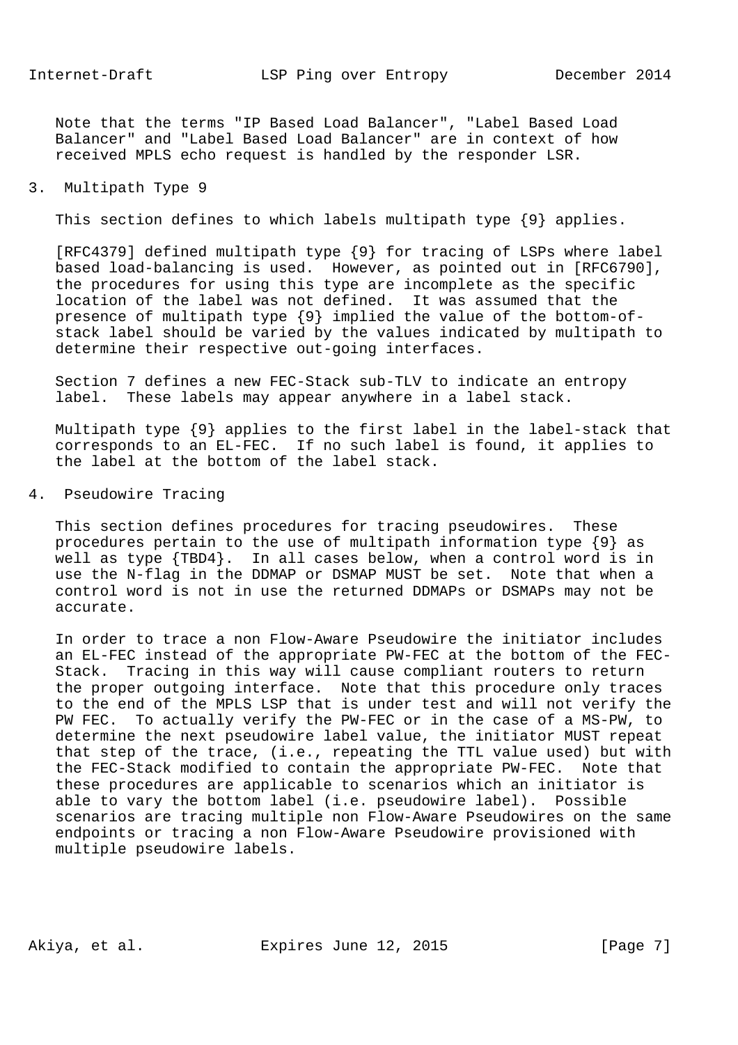Note that the terms "IP Based Load Balancer", "Label Based Load Balancer" and "Label Based Load Balancer" are in context of how received MPLS echo request is handled by the responder LSR.

## 3. Multipath Type 9

This section defines to which labels multipath type {9} applies.

[RFC4379] defined multipath type {9} for tracing of LSPs where label based load-balancing is used. However, as pointed out in [RFC6790], the procedures for using this type are incomplete as the specific location of the label was not defined. It was assumed that the presence of multipath type {9} implied the value of the bottom-of-stack label should be varied by the values indicated by multipath to determine their respective out-going interfaces.

Section 7 defines a new FEC-Stack sub-TLV to indicate an entropy label. These labels may appear anywhere in a label stack.

Multipath type {9} applies to the first label in the label-stack that corresponds to an EL-FEC. If no such label is found, it applies to the label at the bottom of the label stack.

## 4. Pseudowire Tracing

This section defines procedures for tracing pseudowires. These procedures pertain to the use of multipath information type {9} as well as type {TBD4}. In all cases below, when a control word is in use the N-flag in the DDMAP or DSMAP MUST be set. Note that when a control word is not in use the returned DDMAPs or DSMAPs may not be accurate.

In order to trace a non Flow-Aware Pseudowire the initiator includes an EL-FEC instead of the appropriate PW-FEC at the bottom of the FEC-Stack. Tracing in this way will cause compliant routers to return the proper outgoing interface. Note that this procedure only traces to the end of the MPLS LSP that is under test and will not verify the PW FEC. To actually verify the PW-FEC or in the case of a MS-PW, to determine the next pseudowire label value, the initiator MUST repeat that step of the trace, (i.e., repeating the TTL value used) but with the FEC-Stack modified to contain the appropriate PW-FEC. Note that these procedures are applicable to scenarios which an initiator is able to vary the bottom label (i.e. pseudowire label). Possible scenarios are tracing multiple non Flow-Aware Pseudowires on the same endpoints or tracing a non Flow-Aware Pseudowire provisioned with multiple pseudowire labels.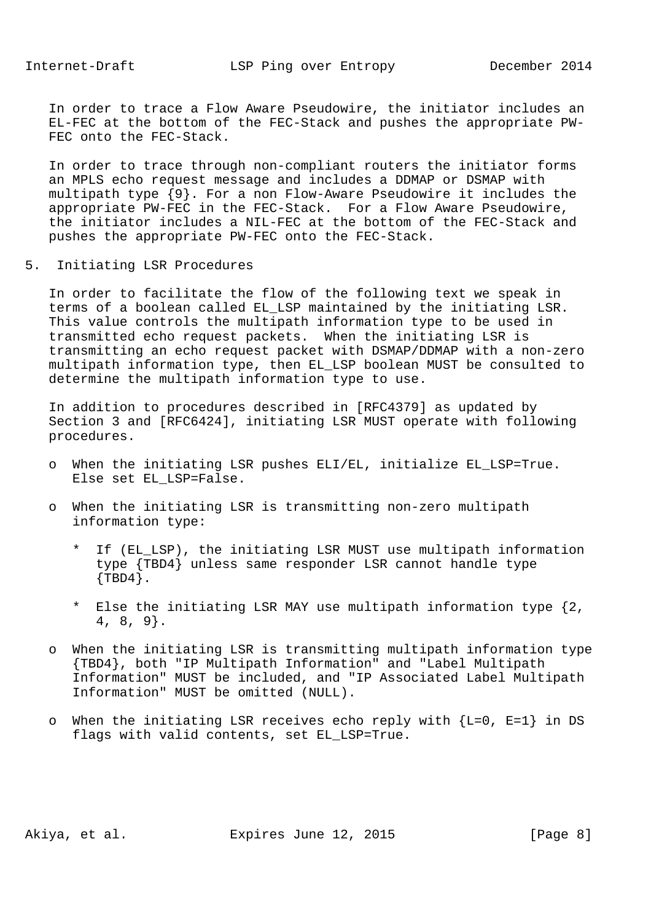In order to trace a Flow Aware Pseudowire, the initiator includes an EL-FEC at the bottom of the FEC-Stack and pushes the appropriate PW-FEC onto the FEC-Stack.

In order to trace through non-compliant routers the initiator forms an MPLS echo request message and includes a DDMAP or DSMAP with multipath type {9}. For a non Flow-Aware Pseudowire it includes the appropriate PW-FEC in the FEC-Stack. For a Flow Aware Pseudowire, the initiator includes a NIL-FEC at the bottom of the FEC-Stack and pushes the appropriate PW-FEC onto the FEC-Stack.

## 5. Initiating LSR Procedures

In order to facilitate the flow of the following text we speak in terms of a boolean called EL_LSP maintained by the initiating LSR. This value controls the multipath information type to be used in transmitted echo request packets. When the initiating LSR is transmitting an echo request packet with DSMAP/DDMAP with a non-zero multipath information type, then EL_LSP boolean MUST be consulted to determine the multipath information type to use.

In addition to procedures described in [RFC4379] as updated by Section 3 and [RFC6424], initiating LSR MUST operate with following procedures.

- When the initiating LSR pushes ELI/EL, initialize EL_LSP=True. Else set EL_LSP=False.

- When the initiating LSR is transmitting non-zero multipath information type:

  * If (EL_LSP), the initiating LSR MUST use multipath information type {TBD4} unless same responder LSR cannot handle type {TBD4}.

  * Else the initiating LSR MAY use multipath information type {2, 4, 8, 9}.

- When the initiating LSR is transmitting multipath information type {TBD4}, both "IP Multipath Information" and "Label Multipath Information" MUST be included, and "IP Associated Label Multipath Information" MUST be omitted (NULL).

- When the initiating LSR receives echo reply with {L=0, E=1} in DS flags with valid contents, set EL_LSP=True.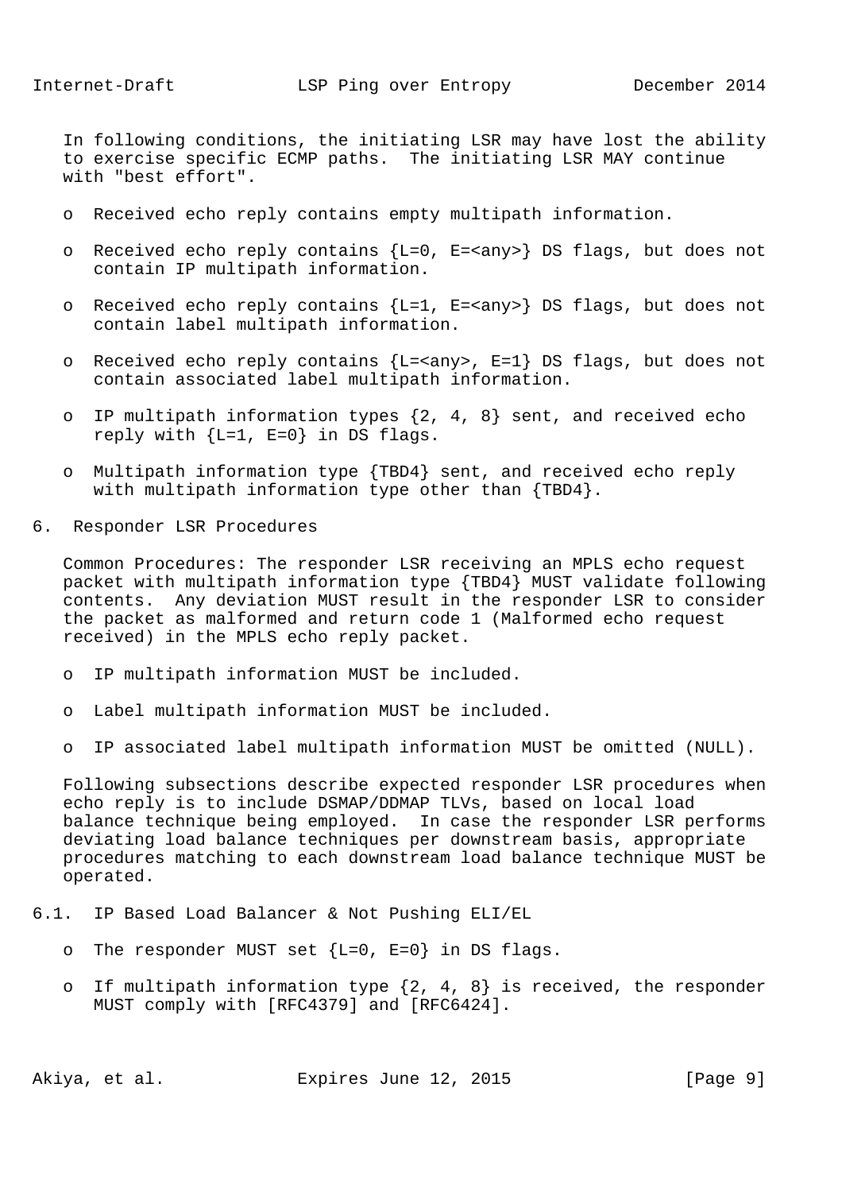In following conditions, the initiating LSR may have lost the ability to exercise specific ECMP paths. The initiating LSR MAY continue with "best effort".

- Received echo reply contains empty multipath information.
- Received echo reply contains {L=0, E=<any>} DS flags, but does not contain IP multipath information.
- Received echo reply contains {L=1, E=<any>} DS flags, but does not contain label multipath information.
- Received echo reply contains {L=<any>, E=1} DS flags, but does not contain associated label multipath information.
- IP multipath information types {2, 4, 8} sent, and received echo reply with {L=1, E=0} in DS flags.
- Multipath information type {TBD4} sent, and received echo reply with multipath information type other than {TBD4}.

# 6. Responder LSR Procedures

Common Procedures: The responder LSR receiving an MPLS echo request packet with multipath information type {TBD4} MUST validate following contents. Any deviation MUST result in the responder LSR to consider the packet as malformed and return code 1 (Malformed echo request received) in the MPLS echo reply packet.

- IP multipath information MUST be included.
- Label multipath information MUST be included.
- IP associated label multipath information MUST be omitted (NULL).

Following subsections describe expected responder LSR procedures when echo reply is to include DSMAP/DDMAP TLVs, based on local load balance technique being employed. In case the responder LSR performs deviating load balance techniques per downstream basis, appropriate procedures matching to each downstream load balance technique MUST be operated.

## 6.1. IP Based Load Balancer & Not Pushing ELI/EL

- The responder MUST set {L=0, E=0} in DS flags.
- If multipath information type {2, 4, 8} is received, the responder MUST comply with [RFC4379] and [RFC6424].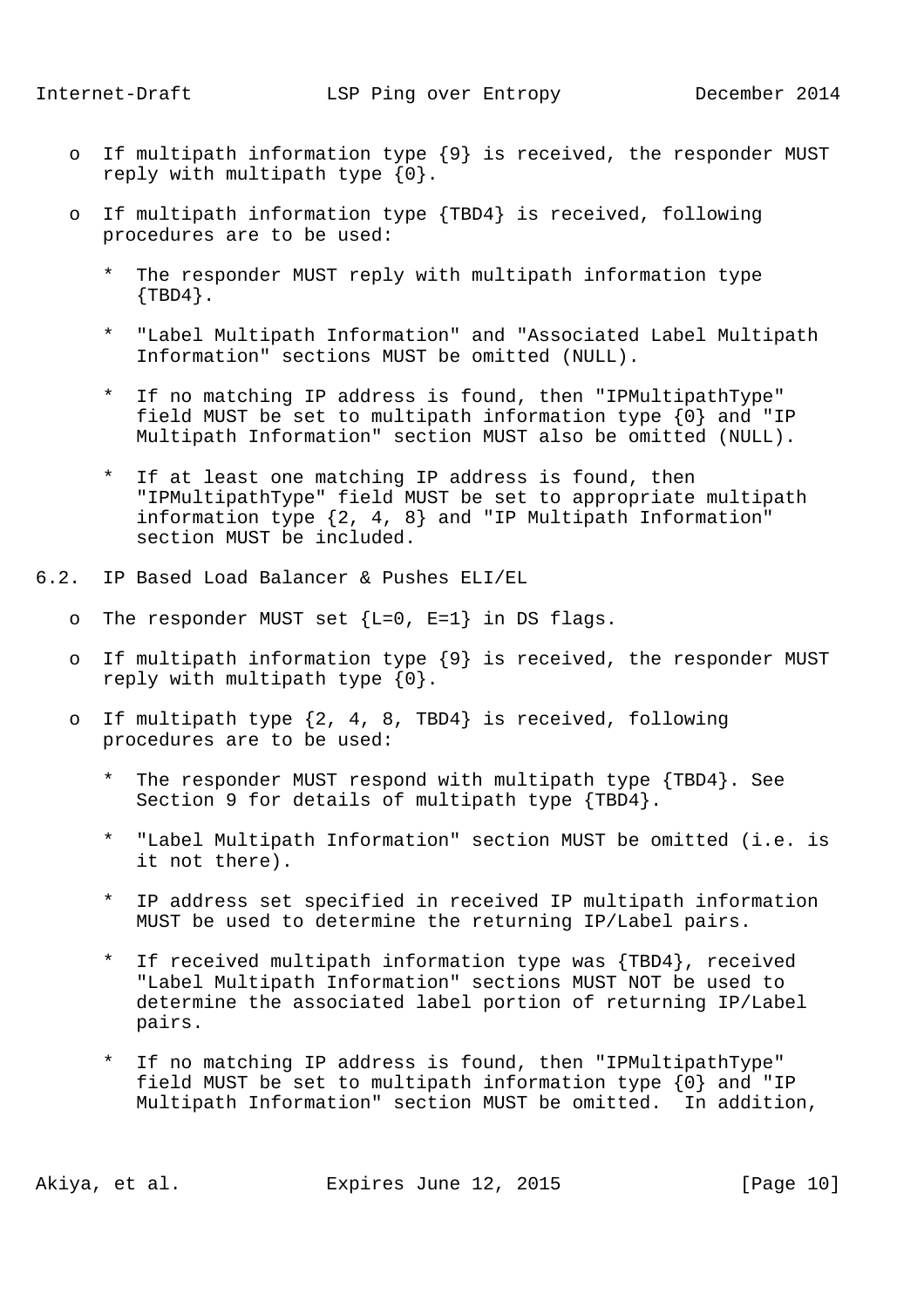- If multipath information type {9} is received, the responder MUST reply with multipath type {0}.

- If multipath information type {TBD4} is received, following procedures are to be used:

  * The responder MUST reply with multipath information type {TBD4}.

  * "Label Multipath Information" and "Associated Label Multipath Information" sections MUST be omitted (NULL).

  * If no matching IP address is found, then "IPMultipathType" field MUST be set to multipath information type {0} and "IP Multipath Information" section MUST also be omitted (NULL).

  * If at least one matching IP address is found, then "IPMultipathType" field MUST be set to appropriate multipath information type {2, 4, 8} and "IP Multipath Information" section MUST be included.

## 6.2. IP Based Load Balancer & Pushes ELI/EL

- The responder MUST set {L=0, E=1} in DS flags.

- If multipath information type {9} is received, the responder MUST reply with multipath type {0}.

- If multipath type {2, 4, 8, TBD4} is received, following procedures are to be used:

  * The responder MUST respond with multipath type {TBD4}. See Section 9 for details of multipath type {TBD4}.

  * "Label Multipath Information" section MUST be omitted (i.e. is it not there).

  * IP address set specified in received IP multipath information MUST be used to determine the returning IP/Label pairs.

  * If received multipath information type was {TBD4}, received "Label Multipath Information" sections MUST NOT be used to determine the associated label portion of returning IP/Label pairs.

  * If no matching IP address is found, then "IPMultipathType" field MUST be set to multipath information type {0} and "IP Multipath Information" section MUST be omitted. In addition,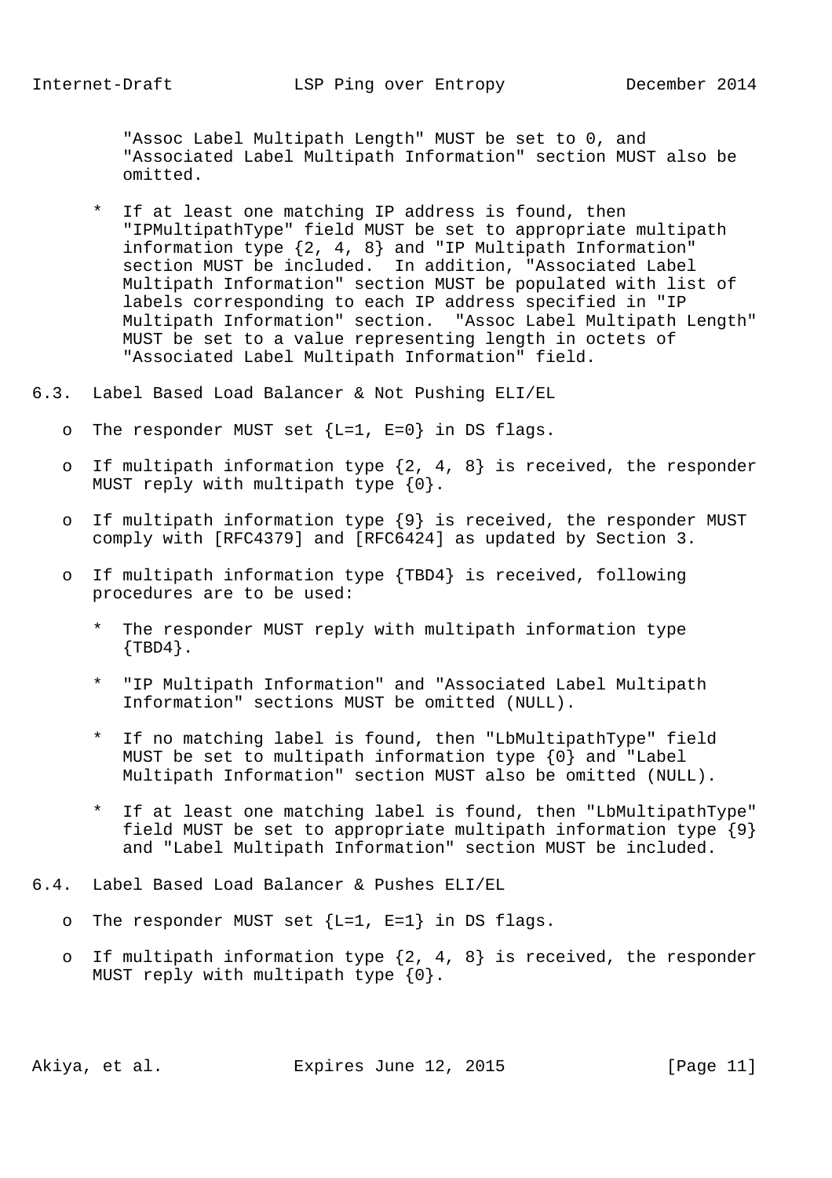"Assoc Label Multipath Length" MUST be set to 0, and "Associated Label Multipath Information" section MUST also be omitted.

  * If at least one matching IP address is found, then "IPMultipathType" field MUST be set to appropriate multipath information type {2, 4, 8} and "IP Multipath Information" section MUST be included. In addition, "Associated Label Multipath Information" section MUST be populated with list of labels corresponding to each IP address specified in "IP Multipath Information" section. "Assoc Label Multipath Length" MUST be set to a value representing length in octets of "Associated Label Multipath Information" field.

### 6.3. Label Based Load Balancer & Not Pushing ELI/EL

- The responder MUST set {L=1, E=0} in DS flags.
- If multipath information type {2, 4, 8} is received, the responder MUST reply with multipath type {0}.
- If multipath information type {9} is received, the responder MUST comply with [RFC4379] and [RFC6424] as updated by Section 3.
- If multipath information type {TBD4} is received, following procedures are to be used:
  * The responder MUST reply with multipath information type {TBD4}.
  * "IP Multipath Information" and "Associated Label Multipath Information" sections MUST be omitted (NULL).
  * If no matching label is found, then "LbMultipathType" field MUST be set to multipath information type {0} and "Label Multipath Information" section MUST also be omitted (NULL).
  * If at least one matching label is found, then "LbMultipathType" field MUST be set to appropriate multipath information type {9} and "Label Multipath Information" section MUST be included.

### 6.4. Label Based Load Balancer & Pushes ELI/EL

- The responder MUST set {L=1, E=1} in DS flags.
- If multipath information type {2, 4, 8} is received, the responder MUST reply with multipath type {0}.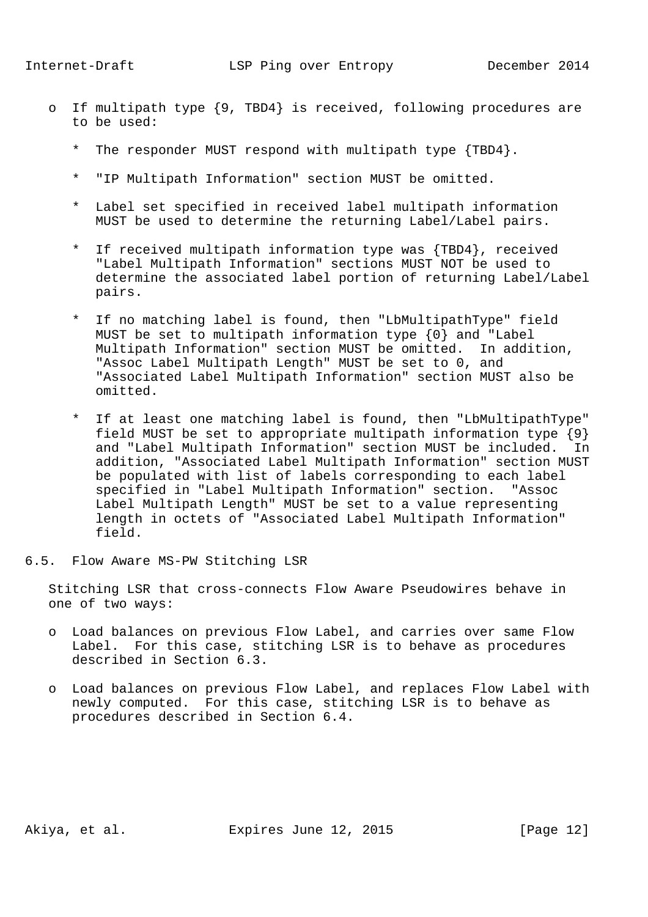- If multipath type {9, TBD4} is received, following procedures are to be used:

  * The responder MUST respond with multipath type {TBD4}.

  * "IP Multipath Information" section MUST be omitted.

  * Label set specified in received label multipath information MUST be used to determine the returning Label/Label pairs.

  * If received multipath information type was {TBD4}, received "Label Multipath Information" sections MUST NOT be used to determine the associated label portion of returning Label/Label pairs.

  * If no matching label is found, then "LbMultipathType" field MUST be set to multipath information type {0} and "Label Multipath Information" section MUST be omitted. In addition, "Assoc Label Multipath Length" MUST be set to 0, and "Associated Label Multipath Information" section MUST also be omitted.

  * If at least one matching label is found, then "LbMultipathType" field MUST be set to appropriate multipath information type {9} and "Label Multipath Information" section MUST be included. In addition, "Associated Label Multipath Information" section MUST be populated with list of labels corresponding to each label specified in "Label Multipath Information" section. "Assoc Label Multipath Length" MUST be set to a value representing length in octets of "Associated Label Multipath Information" field.

## 6.5. Flow Aware MS-PW Stitching LSR

Stitching LSR that cross-connects Flow Aware Pseudowires behave in one of two ways:

- Load balances on previous Flow Label, and carries over same Flow Label. For this case, stitching LSR is to behave as procedures described in Section 6.3.

- Load balances on previous Flow Label, and replaces Flow Label with newly computed. For this case, stitching LSR is to behave as procedures described in Section 6.4.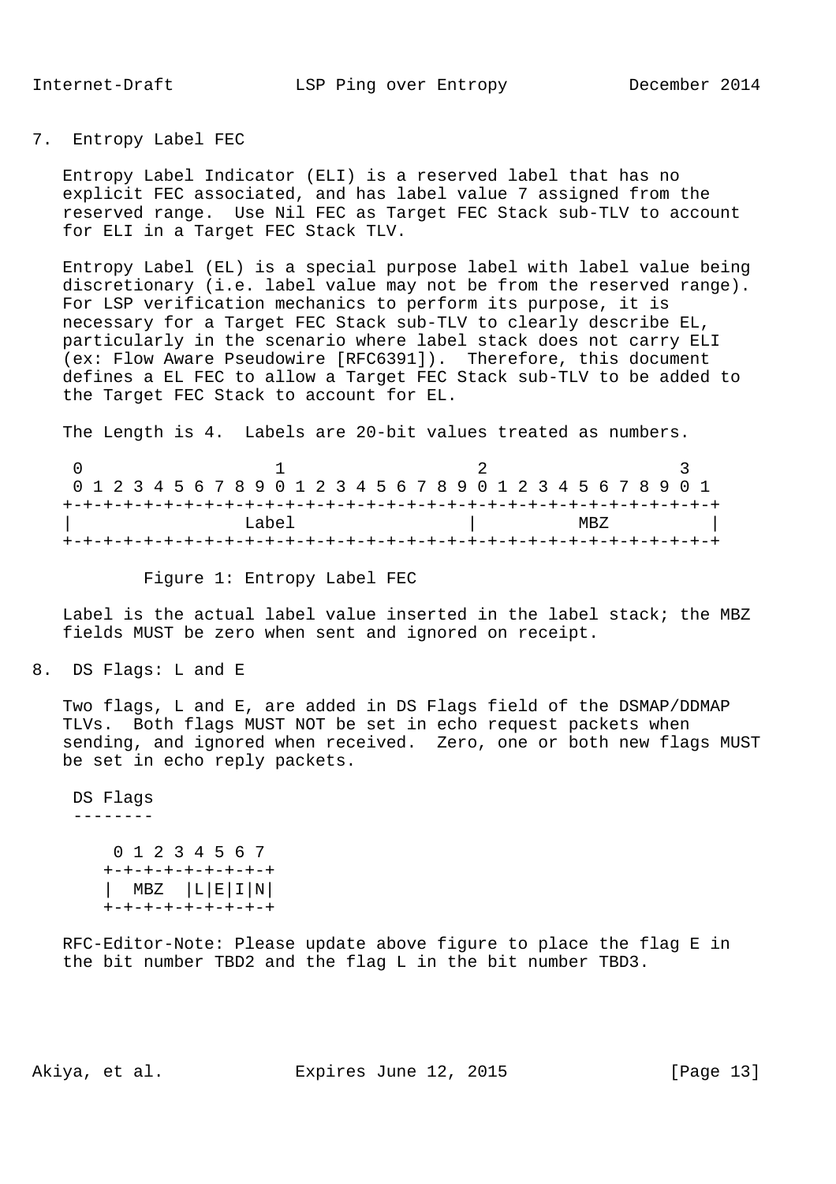## 7. Entropy Label FEC

Entropy Label Indicator (ELI) is a reserved label that has no explicit FEC associated, and has label value 7 assigned from the reserved range. Use Nil FEC as Target FEC Stack sub-TLV to account for ELI in a Target FEC Stack TLV.

Entropy Label (EL) is a special purpose label with label value being discretionary (i.e. label value may not be from the reserved range). For LSP verification mechanics to perform its purpose, it is necessary for a Target FEC Stack sub-TLV to clearly describe EL, particularly in the scenario where label stack does not carry ELI (ex: Flow Aware Pseudowire [RFC6391]). Therefore, this document defines a EL FEC to allow a Target FEC Stack sub-TLV to be added to the Target FEC Stack to account for EL.

The Length is 4. Labels are 20-bit values treated as numbers.

```
 0                   1                   2                   3
 0 1 2 3 4 5 6 7 8 9 0 1 2 3 4 5 6 7 8 9 0 1 2 3 4 5 6 7 8 9 0 1
+-+-+-+-+-+-+-+-+-+-+-+-+-+-+-+-+-+-+-+-+-+-+-+-+-+-+-+-+-+-+-+-+
|                 Label                 |          MBZ          |
+-+-+-+-+-+-+-+-+-+-+-+-+-+-+-+-+-+-+-+-+-+-+-+-+-+-+-+-+-+-+-+-+
```

Figure 1: Entropy Label FEC

Label is the actual label value inserted in the label stack; the MBZ fields MUST be zero when sent and ignored on receipt.

## 8. DS Flags: L and E

Two flags, L and E, are added in DS Flags field of the DSMAP/DDMAP TLVs. Both flags MUST NOT be set in echo request packets when sending, and ignored when received. Zero, one or both new flags MUST be set in echo reply packets.

```
 DS Flags
 --------

     0 1 2 3 4 5 6 7
    +-+-+-+-+-+-+-+-+
    |  MBZ  |L|E|I|N|
    +-+-+-+-+-+-+-+-+
```

RFC-Editor-Note: Please update above figure to place the flag E in the bit number TBD2 and the flag L in the bit number TBD3.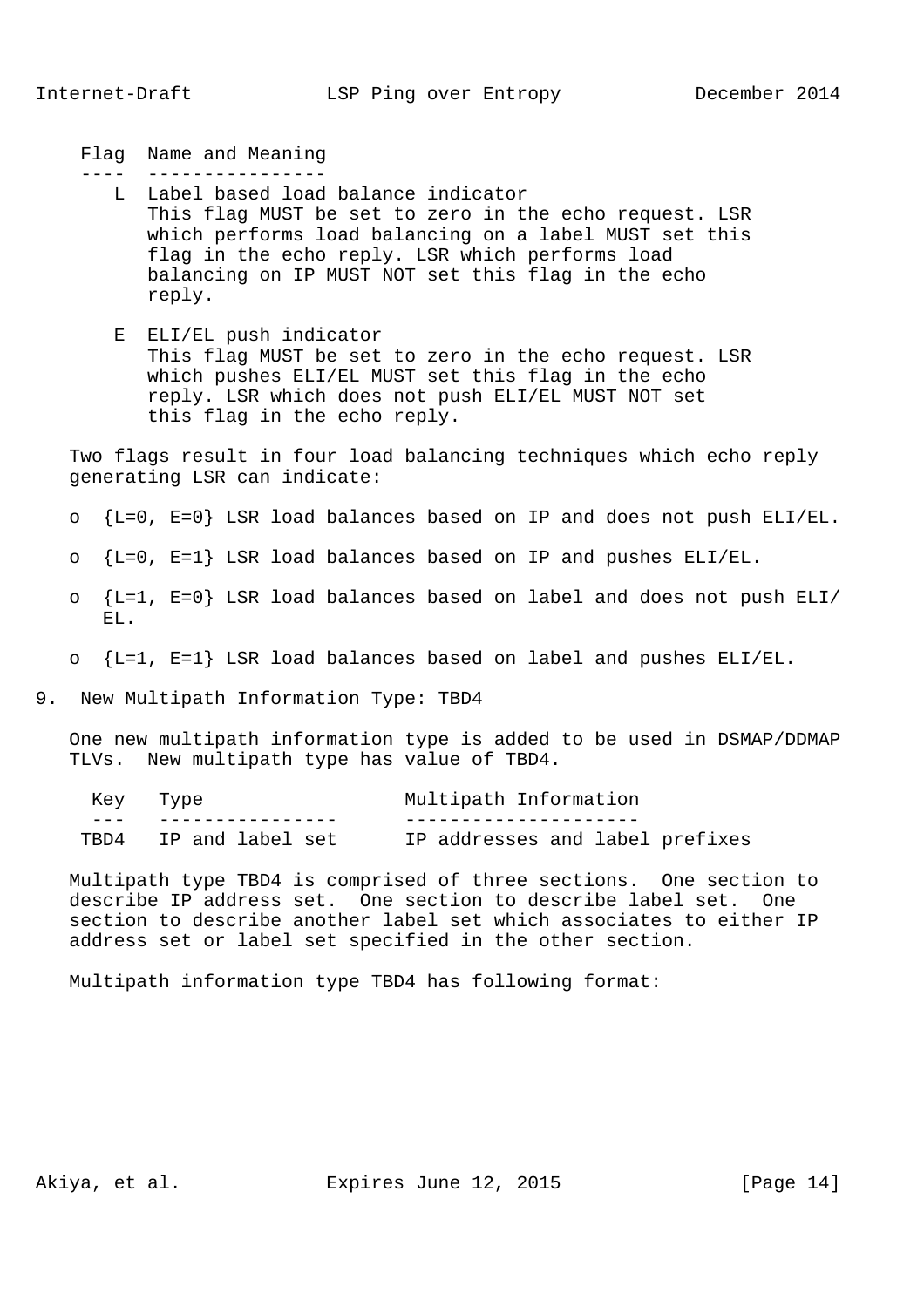| Flag | Name and Meaning |
| --- | --- |
| L | Label based load balance indicator<br>This flag MUST be set to zero in the echo request. LSR which performs load balancing on a label MUST set this flag in the echo reply. LSR which performs load balancing on IP MUST NOT set this flag in the echo reply. |
| E | ELI/EL push indicator<br>This flag MUST be set to zero in the echo request. LSR which pushes ELI/EL MUST set this flag in the echo reply. LSR which does not push ELI/EL MUST NOT set this flag in the echo reply. |

Two flags result in four load balancing techniques which echo reply generating LSR can indicate:

- {L=0, E=0} LSR load balances based on IP and does not push ELI/EL.
- {L=0, E=1} LSR load balances based on IP and pushes ELI/EL.
- {L=1, E=0} LSR load balances based on label and does not push ELI/EL.
- {L=1, E=1} LSR load balances based on label and pushes ELI/EL.

## 9. New Multipath Information Type: TBD4

One new multipath information type is added to be used in DSMAP/DDMAP TLVs. New multipath type has value of TBD4.

| Key | Type | Multipath Information |
| --- | --- | --- |
| TBD4 | IP and label set | IP addresses and label prefixes |

Multipath type TBD4 is comprised of three sections. One section to describe IP address set. One section to describe label set. One section to describe another label set which associates to either IP address set or label set specified in the other section.

Multipath information type TBD4 has following format: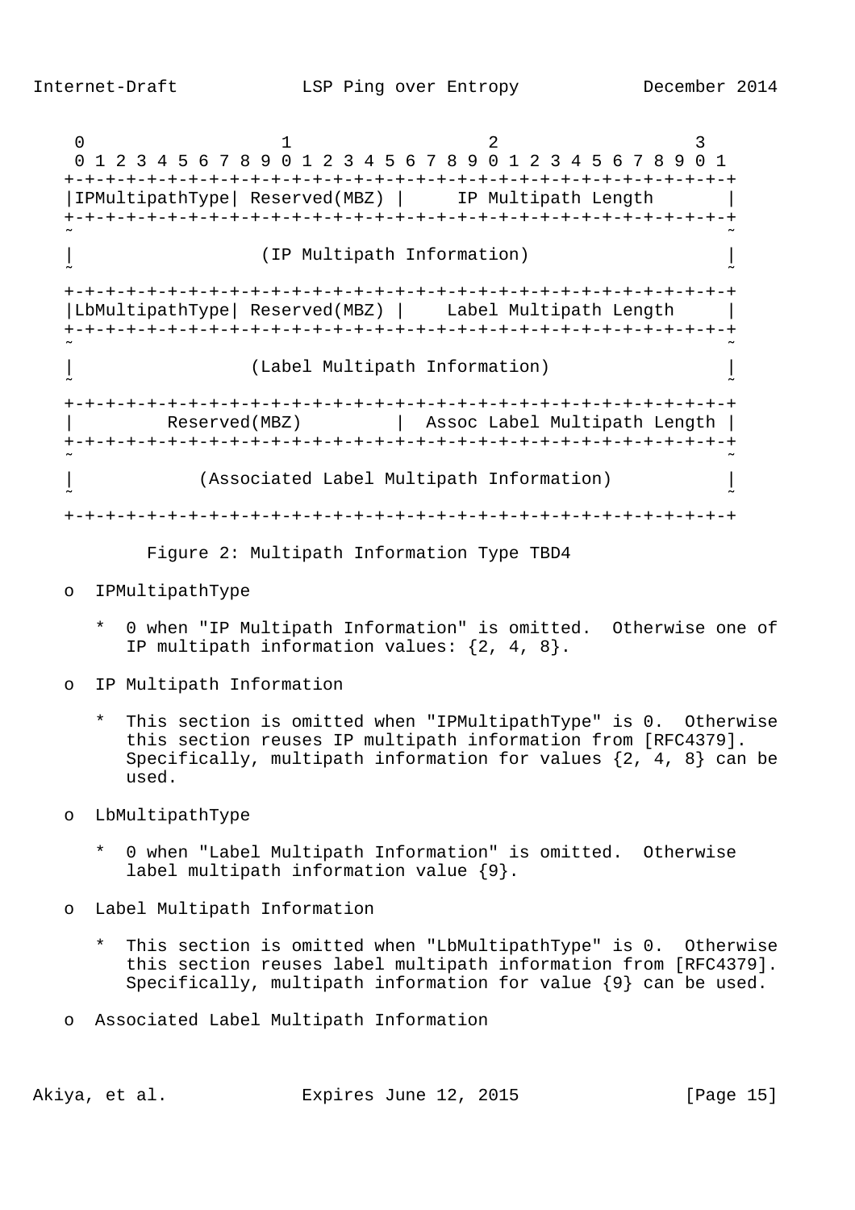```
 0                   1                   2                   3
 0 1 2 3 4 5 6 7 8 9 0 1 2 3 4 5 6 7 8 9 0 1 2 3 4 5 6 7 8 9 0 1
+-+-+-+-+-+-+-+-+-+-+-+-+-+-+-+-+-+-+-+-+-+-+-+-+-+-+-+-+-+-+-+-+
|IPMultipathType| Reserved(MBZ) |     IP Multipath Length       |
+-+-+-+-+-+-+-+-+-+-+-+-+-+-+-+-+-+-+-+-+-+-+-+-+-+-+-+-+-+-+-+-+
~                                                               ~
|                 (IP Multipath Information)                    |
~                                                               ~
+-+-+-+-+-+-+-+-+-+-+-+-+-+-+-+-+-+-+-+-+-+-+-+-+-+-+-+-+-+-+-+-+
|LbMultipathType| Reserved(MBZ) |    Label Multipath Length     |
+-+-+-+-+-+-+-+-+-+-+-+-+-+-+-+-+-+-+-+-+-+-+-+-+-+-+-+-+-+-+-+-+
~                                                               ~
|                (Label Multipath Information)                  |
~                                                               ~
+-+-+-+-+-+-+-+-+-+-+-+-+-+-+-+-+-+-+-+-+-+-+-+-+-+-+-+-+-+-+-+-+
|         Reserved(MBZ)         |  Assoc Label Multipath Length |
+-+-+-+-+-+-+-+-+-+-+-+-+-+-+-+-+-+-+-+-+-+-+-+-+-+-+-+-+-+-+-+-+
~                                                               ~
|           (Associated Label Multipath Information)            |
~                                                               ~
+-+-+-+-+-+-+-+-+-+-+-+-+-+-+-+-+-+-+-+-+-+-+-+-+-+-+-+-+-+-+-+-+
```

Figure 2: Multipath Information Type TBD4

- IPMultipathType
  * 0 when "IP Multipath Information" is omitted. Otherwise one of IP multipath information values: {2, 4, 8}.
- IP Multipath Information
  * This section is omitted when "IPMultipathType" is 0. Otherwise this section reuses IP multipath information from [RFC4379]. Specifically, multipath information for values {2, 4, 8} can be used.
- LbMultipathType
  * 0 when "Label Multipath Information" is omitted. Otherwise label multipath information value {9}.
- Label Multipath Information
  * This section is omitted when "LbMultipathType" is 0. Otherwise this section reuses label multipath information from [RFC4379]. Specifically, multipath information for value {9} can be used.
- Associated Label Multipath Information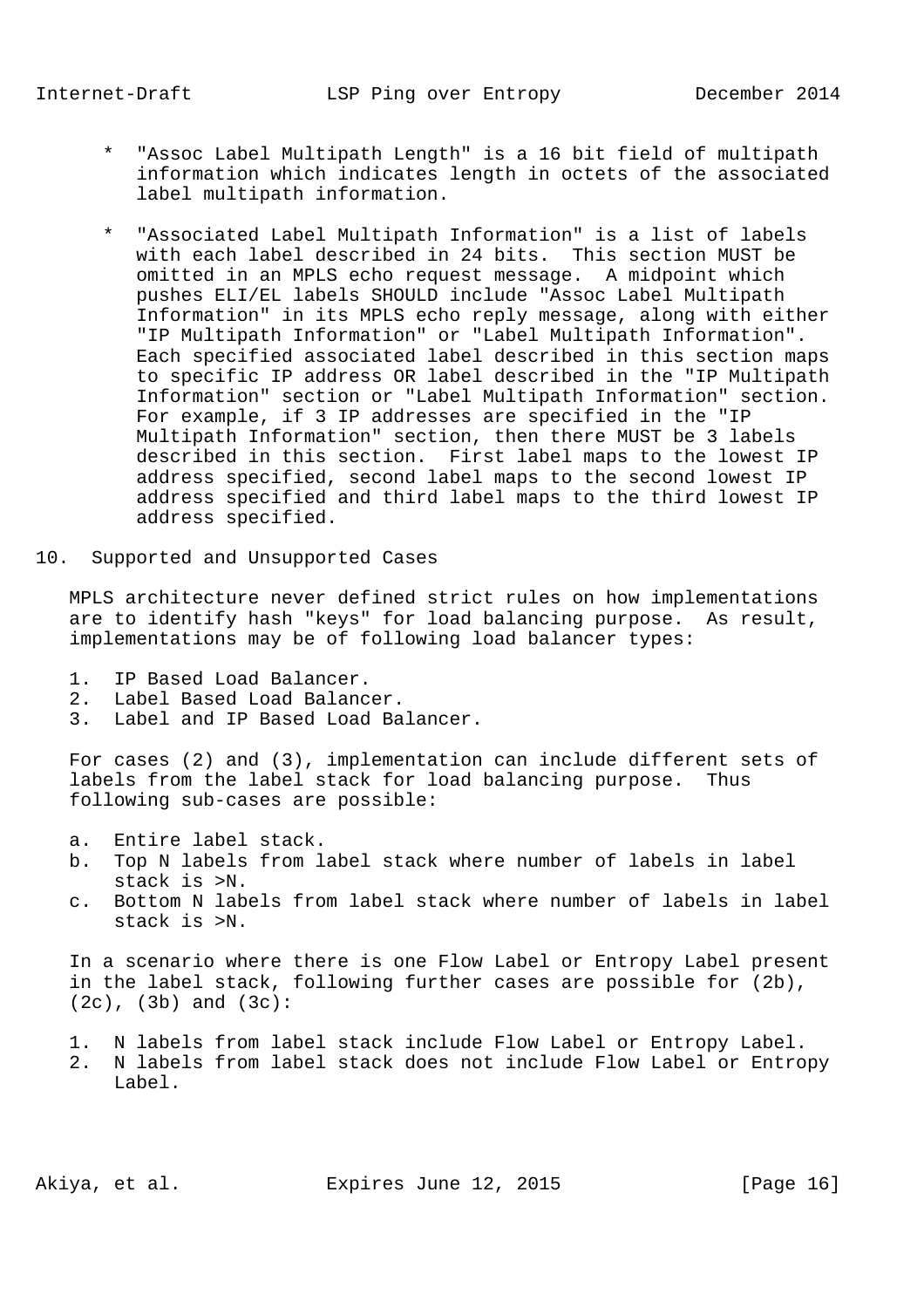* "Assoc Label Multipath Length" is a 16 bit field of multipath information which indicates length in octets of the associated label multipath information.

* "Associated Label Multipath Information" is a list of labels with each label described in 24 bits. This section MUST be omitted in an MPLS echo request message. A midpoint which pushes ELI/EL labels SHOULD include "Assoc Label Multipath Information" in its MPLS echo reply message, along with either "IP Multipath Information" or "Label Multipath Information". Each specified associated label described in this section maps to specific IP address OR label described in the "IP Multipath Information" section or "Label Multipath Information" section. For example, if 3 IP addresses are specified in the "IP Multipath Information" section, then there MUST be 3 labels described in this section. First label maps to the lowest IP address specified, second label maps to the second lowest IP address specified and third label maps to the third lowest IP address specified.

## 10. Supported and Unsupported Cases

MPLS architecture never defined strict rules on how implementations are to identify hash "keys" for load balancing purpose. As result, implementations may be of following load balancer types:

1. IP Based Load Balancer.
2. Label Based Load Balancer.
3. Label and IP Based Load Balancer.

For cases (2) and (3), implementation can include different sets of labels from the label stack for load balancing purpose. Thus following sub-cases are possible:

a. Entire label stack.
b. Top N labels from label stack where number of labels in label stack is >N.
c. Bottom N labels from label stack where number of labels in label stack is >N.

In a scenario where there is one Flow Label or Entropy Label present in the label stack, following further cases are possible for (2b), (2c), (3b) and (3c):

1. N labels from label stack include Flow Label or Entropy Label.
2. N labels from label stack does not include Flow Label or Entropy Label.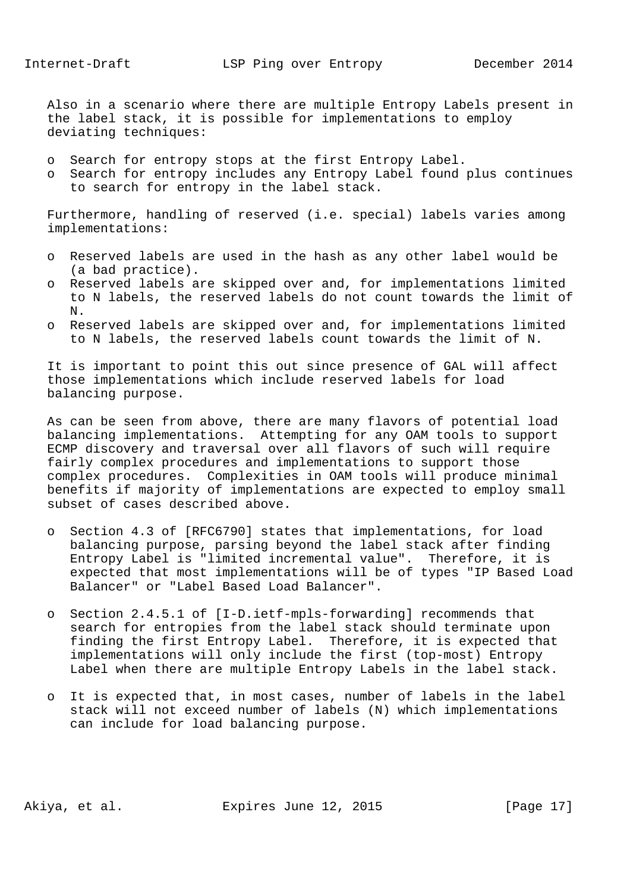Also in a scenario where there are multiple Entropy Labels present in the label stack, it is possible for implementations to employ deviating techniques:

- Search for entropy stops at the first Entropy Label.
- Search for entropy includes any Entropy Label found plus continues to search for entropy in the label stack.

Furthermore, handling of reserved (i.e. special) labels varies among implementations:

- Reserved labels are used in the hash as any other label would be (a bad practice).
- Reserved labels are skipped over and, for implementations limited to N labels, the reserved labels do not count towards the limit of N.
- Reserved labels are skipped over and, for implementations limited to N labels, the reserved labels count towards the limit of N.

It is important to point this out since presence of GAL will affect those implementations which include reserved labels for load balancing purpose.

As can be seen from above, there are many flavors of potential load balancing implementations. Attempting for any OAM tools to support ECMP discovery and traversal over all flavors of such will require fairly complex procedures and implementations to support those complex procedures. Complexities in OAM tools will produce minimal benefits if majority of implementations are expected to employ small subset of cases described above.

- Section 4.3 of [RFC6790] states that implementations, for load balancing purpose, parsing beyond the label stack after finding Entropy Label is "limited incremental value". Therefore, it is expected that most implementations will be of types "IP Based Load Balancer" or "Label Based Load Balancer".

- Section 2.4.5.1 of [I-D.ietf-mpls-forwarding] recommends that search for entropies from the label stack should terminate upon finding the first Entropy Label. Therefore, it is expected that implementations will only include the first (top-most) Entropy Label when there are multiple Entropy Labels in the label stack.

- It is expected that, in most cases, number of labels in the label stack will not exceed number of labels (N) which implementations can include for load balancing purpose.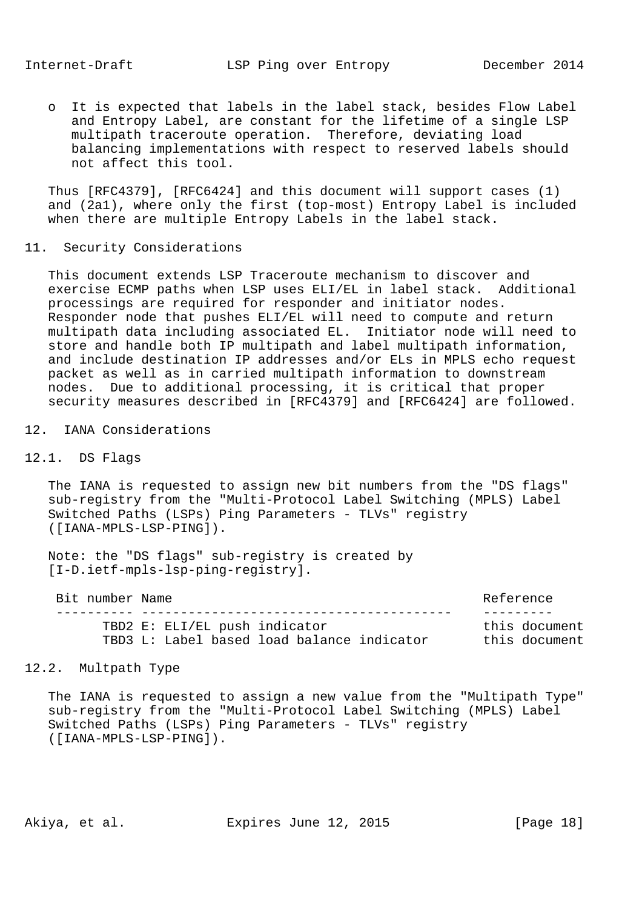o It is expected that labels in the label stack, besides Flow Label and Entropy Label, are constant for the lifetime of a single LSP multipath traceroute operation. Therefore, deviating load balancing implementations with respect to reserved labels should not affect this tool.

Thus [RFC4379], [RFC6424] and this document will support cases (1) and (2a1), where only the first (top-most) Entropy Label is included when there are multiple Entropy Labels in the label stack.

## 11. Security Considerations

This document extends LSP Traceroute mechanism to discover and exercise ECMP paths when LSP uses ELI/EL in label stack. Additional processings are required for responder and initiator nodes. Responder node that pushes ELI/EL will need to compute and return multipath data including associated EL. Initiator node will need to store and handle both IP multipath and label multipath information, and include destination IP addresses and/or ELs in MPLS echo request packet as well as in carried multipath information to downstream nodes. Due to additional processing, it is critical that proper security measures described in [RFC4379] and [RFC6424] are followed.

## 12. IANA Considerations

### 12.1. DS Flags

The IANA is requested to assign new bit numbers from the "DS flags" sub-registry from the "Multi-Protocol Label Switching (MPLS) Label Switched Paths (LSPs) Ping Parameters - TLVs" registry ([IANA-MPLS-LSP-PING]).

Note: the "DS flags" sub-registry is created by [I-D.ietf-mpls-lsp-ping-registry].

| Bit number | Name | Reference |
|---|---|---|
| TBD2 | E: ELI/EL push indicator | this document |
| TBD3 | L: Label based load balance indicator | this document |

### 12.2. Multpath Type

The IANA is requested to assign a new value from the "Multipath Type" sub-registry from the "Multi-Protocol Label Switching (MPLS) Label Switched Paths (LSPs) Ping Parameters - TLVs" registry ([IANA-MPLS-LSP-PING]).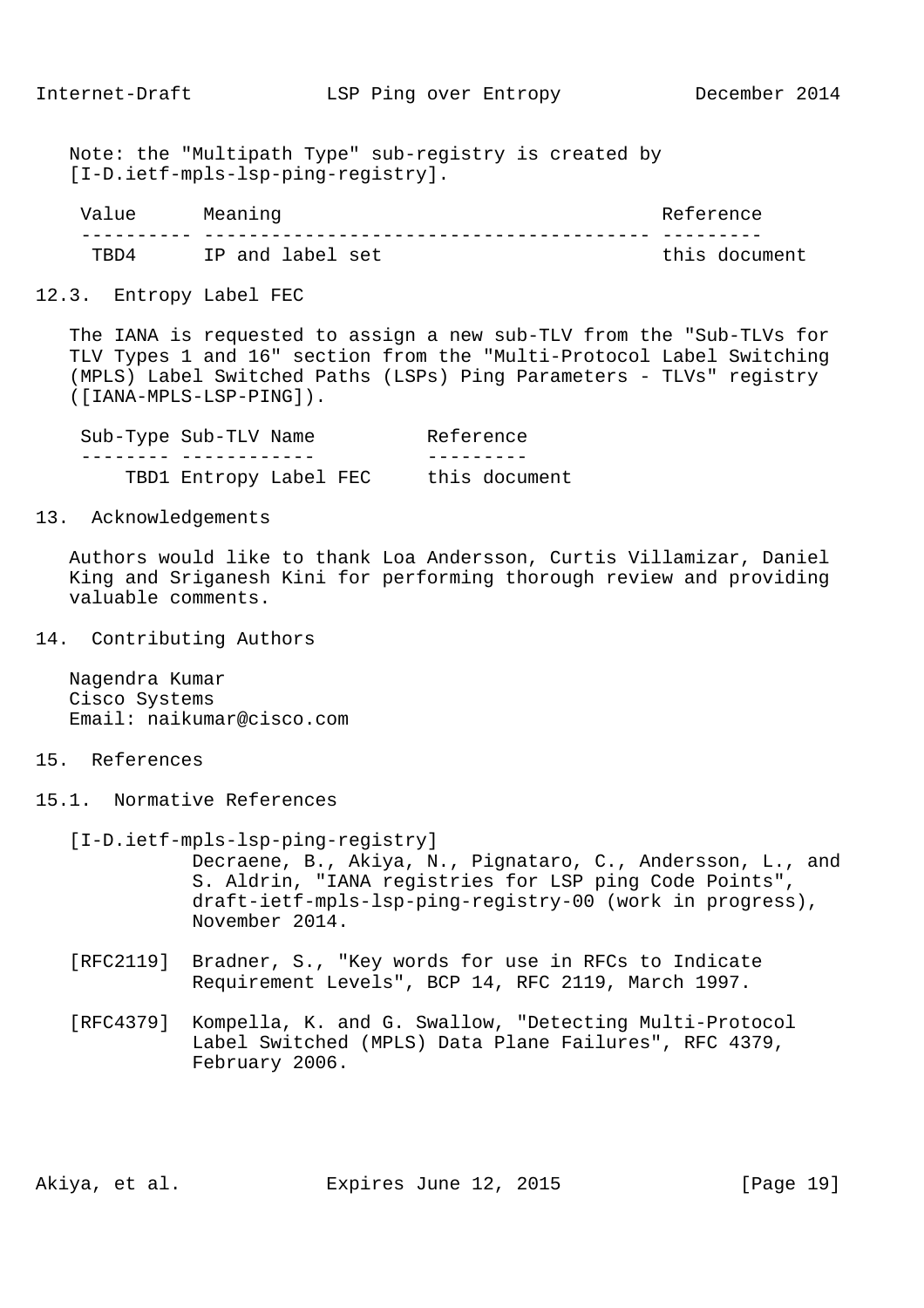Note: the "Multipath Type" sub-registry is created by [I-D.ietf-mpls-lsp-ping-registry].

| Value | Meaning | Reference |
| --- | --- | --- |
| TBD4 | IP and label set | this document |

### 12.3. Entropy Label FEC

The IANA is requested to assign a new sub-TLV from the "Sub-TLVs for TLV Types 1 and 16" section from the "Multi-Protocol Label Switching (MPLS) Label Switched Paths (LSPs) Ping Parameters - TLVs" registry ([IANA-MPLS-LSP-PING]).

| Sub-Type | Sub-TLV Name | Reference |
| --- | --- | --- |
| TBD1 | Entropy Label FEC | this document |

## 13. Acknowledgements

Authors would like to thank Loa Andersson, Curtis Villamizar, Daniel King and Sriganesh Kini for performing thorough review and providing valuable comments.

## 14. Contributing Authors

Nagendra Kumar
Cisco Systems
Email: naikumar@cisco.com

## 15. References

### 15.1. Normative References

[I-D.ietf-mpls-lsp-ping-registry]
Decraene, B., Akiya, N., Pignataro, C., Andersson, L., and S. Aldrin, "IANA registries for LSP ping Code Points", draft-ietf-mpls-lsp-ping-registry-00 (work in progress), November 2014.

[RFC2119] Bradner, S., "Key words for use in RFCs to Indicate Requirement Levels", BCP 14, RFC 2119, March 1997.

[RFC4379] Kompella, K. and G. Swallow, "Detecting Multi-Protocol Label Switched (MPLS) Data Plane Failures", RFC 4379, February 2006.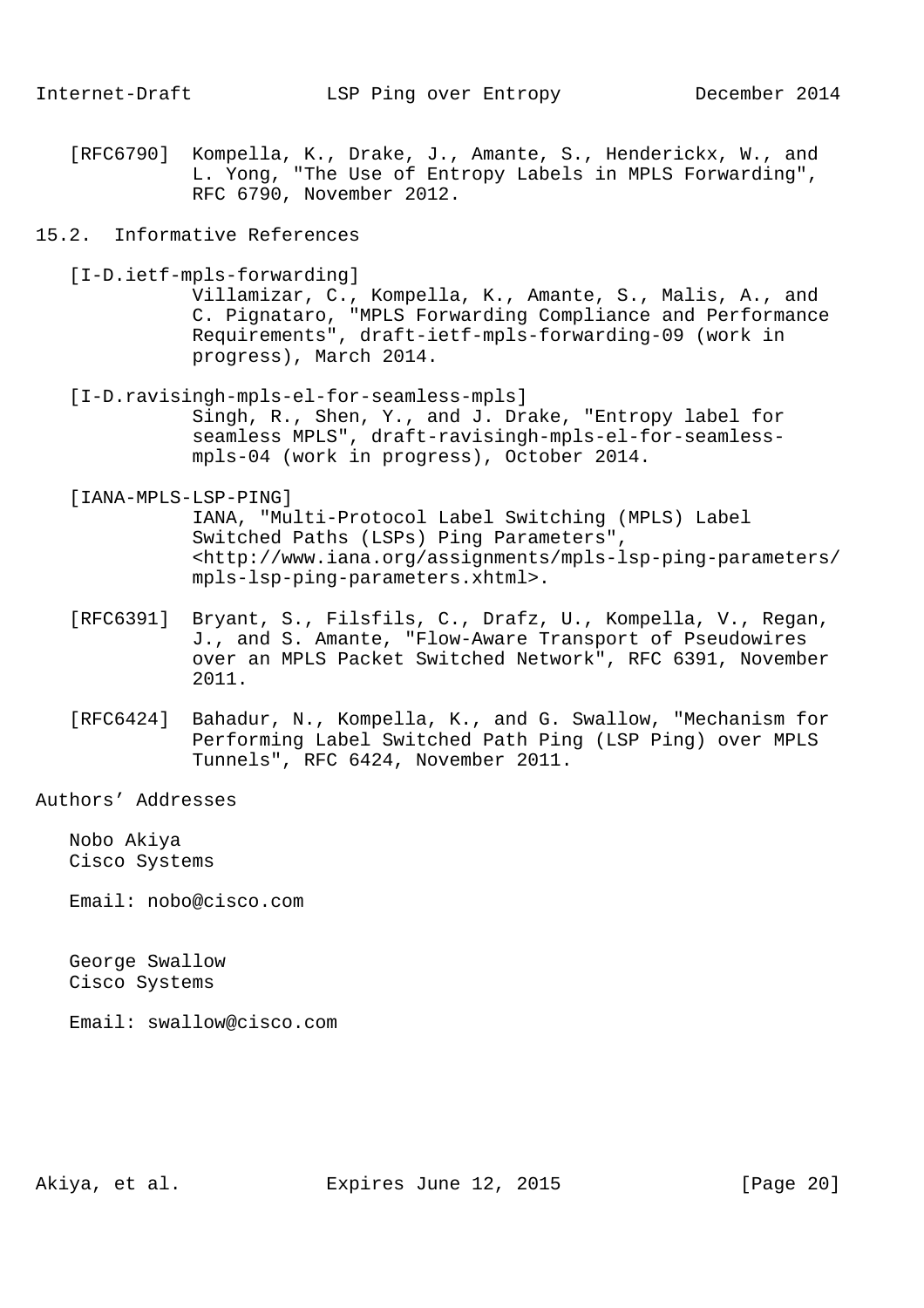[RFC6790] Kompella, K., Drake, J., Amante, S., Henderickx, W., and L. Yong, "The Use of Entropy Labels in MPLS Forwarding", RFC 6790, November 2012.

## 15.2. Informative References

[I-D.ietf-mpls-forwarding]
Villamizar, C., Kompella, K., Amante, S., Malis, A., and C. Pignataro, "MPLS Forwarding Compliance and Performance Requirements", draft-ietf-mpls-forwarding-09 (work in progress), March 2014.

[I-D.ravisingh-mpls-el-for-seamless-mpls]
Singh, R., Shen, Y., and J. Drake, "Entropy label for seamless MPLS", draft-ravisingh-mpls-el-for-seamless-mpls-04 (work in progress), October 2014.

[IANA-MPLS-LSP-PING]
IANA, "Multi-Protocol Label Switching (MPLS) Label Switched Paths (LSPs) Ping Parameters", <http://www.iana.org/assignments/mpls-lsp-ping-parameters/mpls-lsp-ping-parameters.xhtml>.

[RFC6391] Bryant, S., Filsfils, C., Drafz, U., Kompella, V., Regan, J., and S. Amante, "Flow-Aware Transport of Pseudowires over an MPLS Packet Switched Network", RFC 6391, November 2011.

[RFC6424] Bahadur, N., Kompella, K., and G. Swallow, "Mechanism for Performing Label Switched Path Ping (LSP Ping) over MPLS Tunnels", RFC 6424, November 2011.

## Authors' Addresses

Nobo Akiya
Cisco Systems

Email: nobo@cisco.com

George Swallow
Cisco Systems

Email: swallow@cisco.com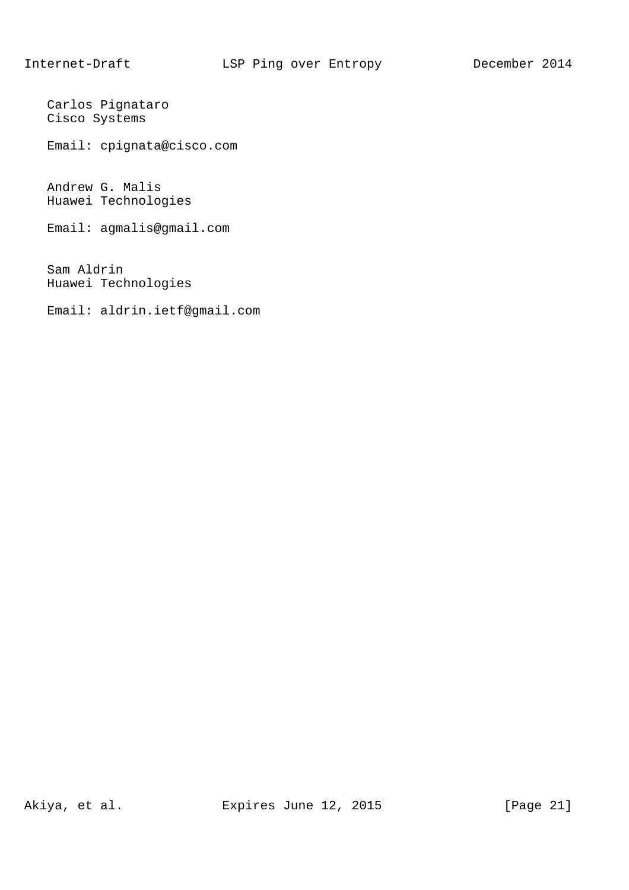Carlos Pignataro
Cisco Systems

Email: cpignata@cisco.com

Andrew G. Malis
Huawei Technologies

Email: agmalis@gmail.com

Sam Aldrin
Huawei Technologies

Email: aldrin.ietf@gmail.com